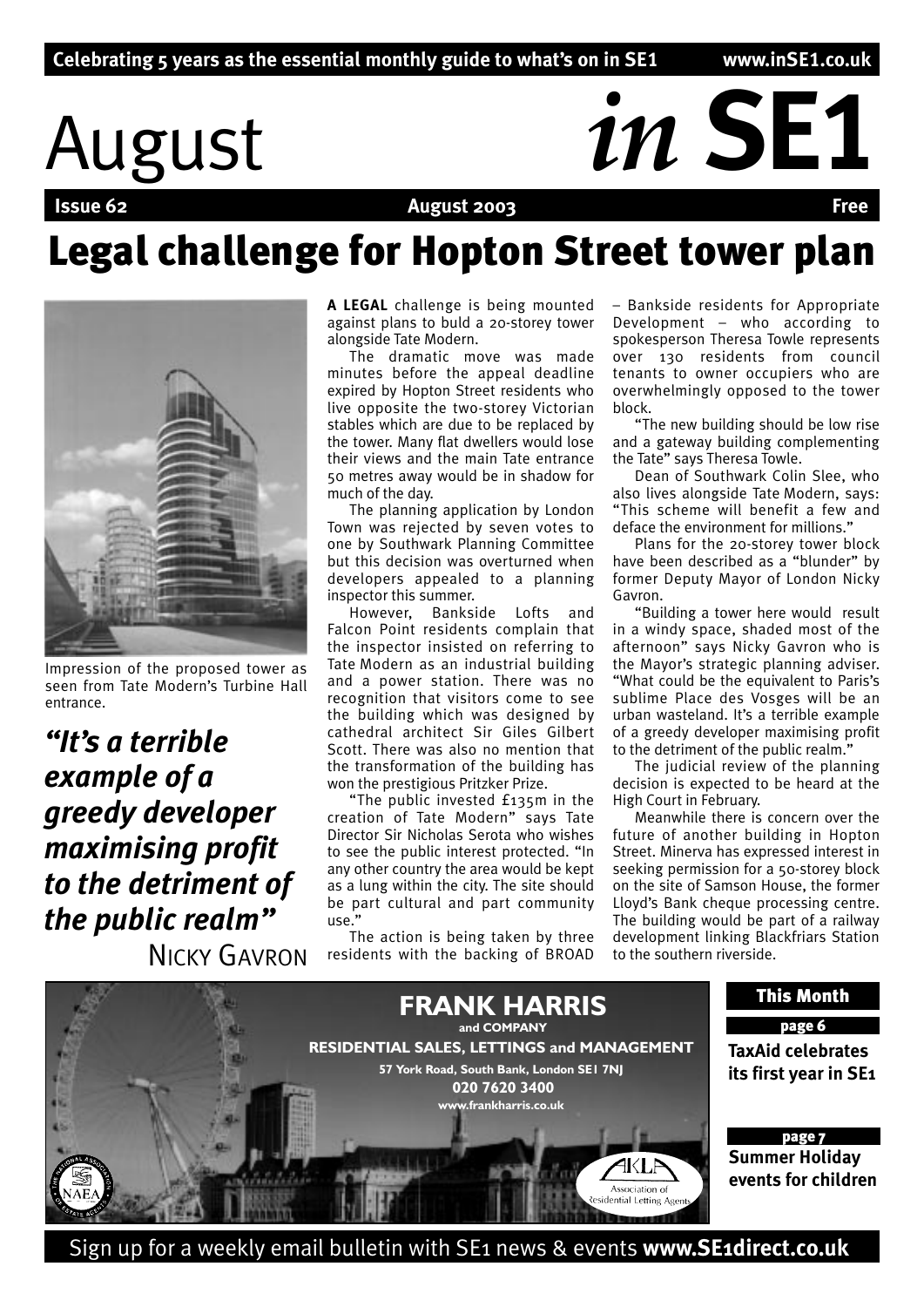Celebrating 5 years as the essential monthly guide to what's on in SE1 www.inSE1.co.uk

# August *in* SE1

**Issue 62** **August 2003** **Free**

# Legal challenge for Hopton Street tower plan

Impression of the proposed tower as seen from Tate Modern's Turbine Hall entrance.

***"It's a terrible example of a greedy developer maximising profit to the detriment of the public realm"***
NICKY GAVRON

**A LEGAL** challenge is being mounted against plans to buld a 20-storey tower alongside Tate Modern.

The dramatic move was made minutes before the appeal deadline expired by Hopton Street residents who live opposite the two-storey Victorian stables which are due to be replaced by the tower. Many flat dwellers would lose their views and the main Tate entrance 50 metres away would be in shadow for much of the day.

The planning application by London Town was rejected by seven votes to one by Southwark Planning Committee but this decision was overturned when developers appealed to a planning inspector this summer.

However, Bankside Lofts and Falcon Point residents complain that the inspector insisted on referring to Tate Modern as an industrial building and a power station. There was no recognition that visitors come to see the building which was designed by cathedral architect Sir Giles Gilbert Scott. There was also no mention that the transformation of the building has won the prestigious Pritzker Prize.

"The public invested £135m in the creation of Tate Modern" says Tate Director Sir Nicholas Serota who wishes to see the public interest protected. "In any other country the area would be kept as a lung within the city. The site should be part cultural and part community use."

The action is being taken by three residents with the backing of BROAD – Bankside residents for Appropriate Development – who according to spokesperson Theresa Towle represents over 130 residents from council tenants to owner occupiers who are overwhelmingly opposed to the tower block.

"The new building should be low rise and a gateway building complementing the Tate" says Theresa Towle.

Dean of Southwark Colin Slee, who also lives alongside Tate Modern, says: "This scheme will benefit a few and deface the environment for millions."

Plans for the 20-storey tower block have been described as a "blunder" by former Deputy Mayor of London Nicky Gavron.

"Building a tower here would result in a windy space, shaded most of the afternoon" says Nicky Gavron who is the Mayor's strategic planning adviser. "What could be the equivalent to Paris's sublime Place des Vosges will be an urban wasteland. It's a terrible example of a greedy developer maximising profit to the detriment of the public realm."

The judicial review of the planning decision is expected to be heard at the High Court in February.

Meanwhile there is concern over the future of another building in Hopton Street. Minerva has expressed interest in seeking permission for a 50-storey block on the site of Samson House, the former Lloyd's Bank cheque processing centre. The building would be part of a railway development linking Blackfriars Station to the southern riverside.

**FRANK HARRIS**
**and COMPANY**
**RESIDENTIAL SALES, LETTINGS and MANAGEMENT**
57 York Road, South Bank, London SE1 7NJ
020 7620 3400
www.frankharris.co.uk

**This Month**

**page 6**
**TaxAid celebrates its first year in SE1**

**page 7**
**Summer Holiday events for children**

Sign up for a weekly email bulletin with SE1 news & events **www.SE1direct.co.uk**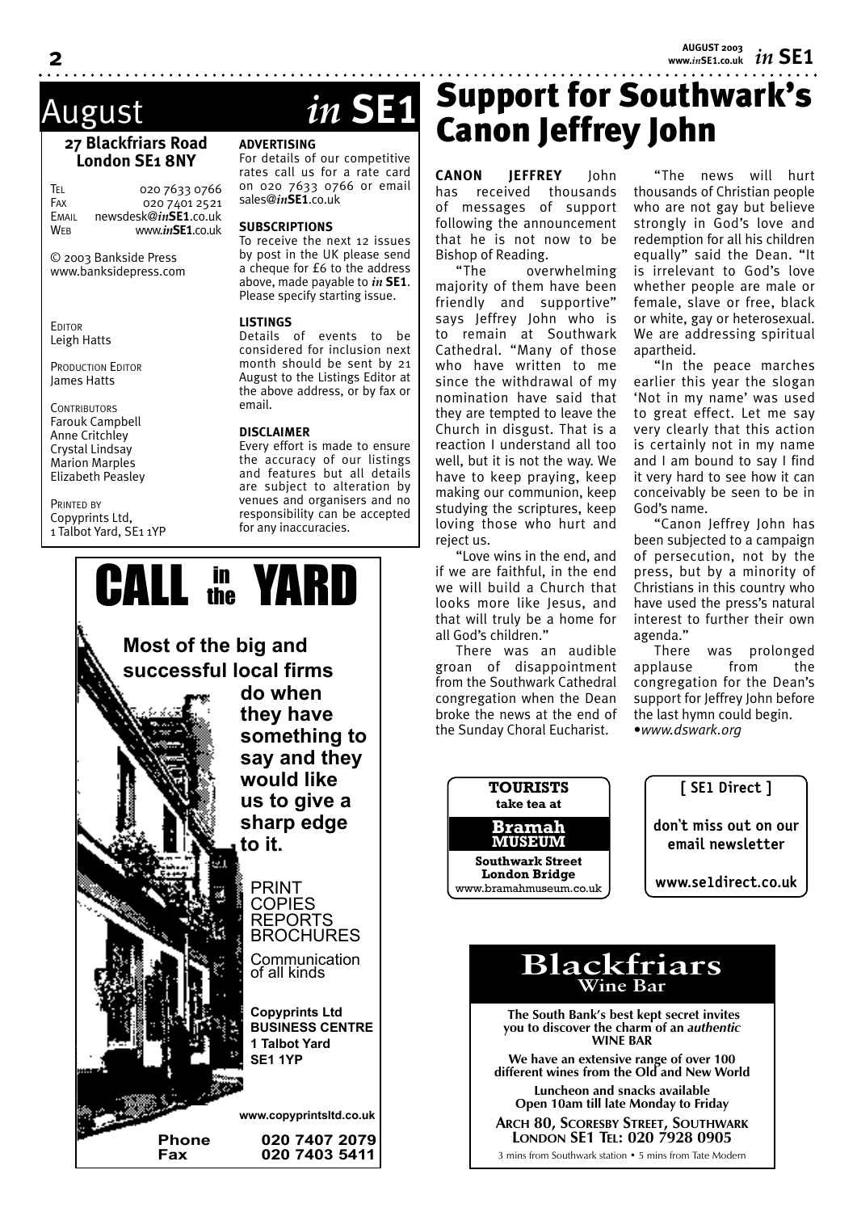# August *in* SE1

**27 Blackfriars Road**
**London SE1 8NY**

TEL 020 7633 0766
FAX 020 7401 2521
EMAIL newsdesk@*in*SE1.co.uk
WEB www.*in*SE1.co.uk

© 2003 Bankside Press
www.banksidepress.com

EDITOR
Leigh Hatts

PRODUCTION EDITOR
James Hatts

CONTRIBUTORS
Farouk Campbell
Anne Critchley
Crystal Lindsay
Marion Marples
Elizabeth Peasley

PRINTED BY
Copyprints Ltd,
1 Talbot Yard, SE1 1YP

**ADVERTISING**
For details of our competitive rates call us for a rate card on 020 7633 0766 or email sales@*in*SE1.co.uk

**SUBSCRIPTIONS**
To receive the next 12 issues by post in the UK please send a cheque for £6 to the address above, made payable to *in* SE1. Please specify starting issue.

**LISTINGS**
Details of events to be considered for inclusion next month should be sent by 21 August to the Listings Editor at the above address, or by fax or email.

**DISCLAIMER**
Every effort is made to ensure the accuracy of our listings and features but all details are subject to alteration by venues and organisers and no responsibility can be accepted for any inaccuracies.

# Support for Southwark's Canon Jeffrey John

**CANON JEFFREY** John has received thousands of messages of support following the announcement that he is not now to be Bishop of Reading.

"The overwhelming majority of them have been friendly and supportive" says Jeffrey John who is to remain at Southwark Cathedral. "Many of those who have written to me since the withdrawal of my nomination have said that they are tempted to leave the Church in disgust. That is a reaction I understand all too well, but it is not the way. We have to keep praying, keep making our communion, keep studying the scriptures, keep loving those who hurt and reject us.

"Love wins in the end, and if we are faithful, in the end we will build a Church that looks more like Jesus, and that will truly be a home for all God's children."

There was an audible groan of disappointment from the Southwark Cathedral congregation when the Dean broke the news at the end of the Sunday Choral Eucharist.

"The news will hurt thousands of Christian people who are not gay but believe strongly in God's love and redemption for all his children equally" said the Dean. "It is irrelevant to God's love whether people are male or female, slave or free, black or white, gay or heterosexual. We are addressing spiritual apartheid.

"In the peace marches earlier this year the slogan 'Not in my name' was used to great effect. Let me say very clearly that this action is certainly not in my name and I am bound to say I find it very hard to see how it can conceivably be seen to be in God's name.

"Canon Jeffrey John has been subjected to a campaign of persecution, not by the press, but by a minority of Christians in this country who have used the press's natural interest to further their own agenda."

There was prolonged applause from the congregation for the Dean's support for Jeffrey John before the last hymn could begin.

•*www.dswark.org*

---

**CALL in the YARD**

**Most of the big and successful local firms do when they have something to say and they would like us to give a sharp edge to it.**

PRINT
COPIES
REPORTS
BROCHURES

Communication of all kinds

**Copyprints Ltd**
**BUSINESS CENTRE**
**1 Talbot Yard**
**SE1 1YP**

**www.copyprintsltd.co.uk**

**Phone 020 7407 2079**
**Fax 020 7403 5411**

---

**TOURISTS**
**take tea at**
**Bramah MUSEUM**
**Southwark Street**
**London Bridge**
www.bramahmuseum.co.uk

---

**[ SE1 Direct ]**

**don't miss out on our email newsletter**

**www.se1direct.co.uk**

---

**Blackfriars Wine Bar**

**The South Bank's best kept secret invites you to discover the charm of an *authentic* WINE BAR**

**We have an extensive range of over 100 different wines from the Old and New World**

**Luncheon and snacks available**
**Open 10am till late Monday to Friday**

**ARCH 80, SCORESBY STREET, SOUTHWARK**
**LONDON SE1 TEL: 020 7928 0905**

3 mins from Southwark station • 5 mins from Tate Modern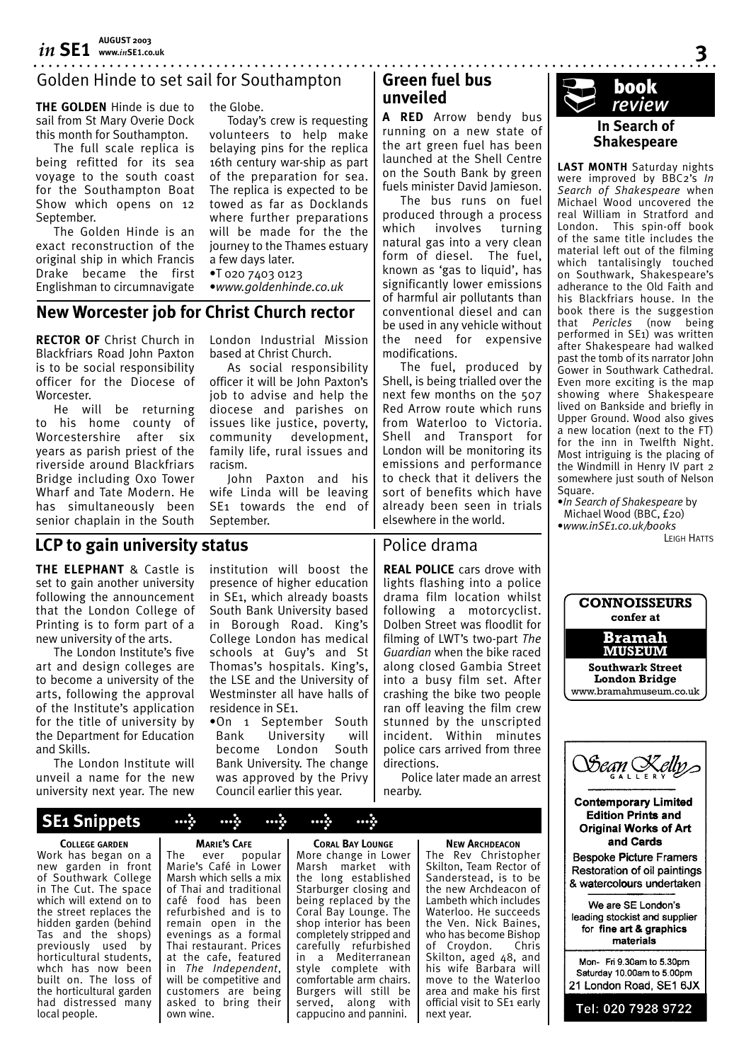## Golden Hinde to set sail for Southampton

**THE GOLDEN** Hinde is due to sail from St Mary Overie Dock this month for Southampton.

The full scale replica is being refitted for its sea voyage to the south coast for the Southampton Boat Show which opens on 12 September.

The Golden Hinde is an exact reconstruction of the original ship in which Francis Drake became the first Englishman to circumnavigate the Globe.

Today's crew is requesting volunteers to help make belaying pins for the replica 16th century war-ship as part of the preparation for sea. The replica is expected to be towed as far as Docklands where further preparations will be made for the the journey to the Thames estuary a few days later.

- T 020 7403 0123
- *www.goldenhinde.co.uk*

## New Worcester job for Christ Church rector

**RECTOR OF** Christ Church in Blackfriars Road John Paxton is to be social responsibility officer for the Diocese of Worcester.

He will be returning to his home county of Worcestershire after six years as parish priest of the riverside around Blackfriars Bridge including Oxo Tower Wharf and Tate Modern. He has simultaneously been senior chaplain in the South London Industrial Mission based at Christ Church.

As social responsibility officer it will be John Paxton's job to advise and help the diocese and parishes on issues like justice, poverty, community development, family life, rural issues and racism.

John Paxton and his wife Linda will be leaving SE1 towards the end of September.

## Green fuel bus unveiled

**A RED** Arrow bendy bus running on a new state of the art green fuel has been launched at the Shell Centre on the South Bank by green fuels minister David Jamieson.

The bus runs on fuel produced through a process which involves turning natural gas into a very clean form of diesel. The fuel, known as 'gas to liquid', has significantly lower emissions of harmful air pollutants than conventional diesel and can be used in any vehicle without the need for expensive modifications.

The fuel, produced by Shell, is being trialled over the next few months on the 507 Red Arrow route which runs from Waterloo to Victoria. Shell and Transport for London will be monitoring its emissions and performance to check that it delivers the sort of benefits which have already been seen in trials elsewhere in the world.

## book review

### In Search of Shakespeare

**LAST MONTH** Saturday nights were improved by BBC2's *In Search of Shakespeare* when Michael Wood uncovered the real William in Stratford and London. This spin-off book of the same title includes the material left out of the filming which tantalisingly touched on Southwark, Shakespeare's adherance to the Old Faith and his Blackfriars house. In the book there is the suggestion that *Pericles* (now being performed in SE1) was written after Shakespeare had walked past the tomb of its narrator John Gower in Southwark Cathedral. Even more exciting is the map showing where Shakespeare lived on Bankside and briefly in Upper Ground. Wood also gives a new location (next to the FT) for the inn in Twelfth Night. Most intriguing is the placing of the Windmill in Henry IV part 2 somewhere just south of Nelson Square.

- *In Search of Shakespeare* by Michael Wood (BBC, £20)
- *www.inSE1.co.uk/books*

LEIGH HATTS

## LCP to gain university status

**THE ELEPHANT** & Castle is set to gain another university following the announcement that the London College of Printing is to form part of a new university of the arts.

The London Institute's five art and design colleges are to become a university of the arts, following the approval of the Institute's application for the title of university by the Department for Education and Skills.

The London Institute will unveil a name for the new university next year. The new institution will boost the presence of higher education in SE1, which already boasts South Bank University based in Borough Road. King's College London has medical schools at Guy's and St Thomas's hospitals. King's, the LSE and the University of Westminster all have halls of residence in SE1.

- On 1 September South Bank University will become London South Bank University. The change was approved by the Privy Council earlier this year.

## Police drama

**REAL POLICE** cars drove with lights flashing into a police drama film location whilst following a motorcyclist. Dolben Street was floodlit for filming of LWT's two-part *The Guardian* when the bike raced along closed Gambia Street into a busy film set. After crashing the bike two people ran off leaving the film crew stunned by the unscripted incident. Within minutes police cars arrived from three directions.

Police later made an arrest nearby.

CONNOISSEURS confer at Bramah MUSEUM
Southwark Street London Bridge
www.bramahmuseum.co.uk

Sean Kelly GALLERY
Contemporary Limited Edition Prints and Original Works of Art and Cards
Bespoke Picture Framers
Restoration of oil paintings & watercolours undertaken
We are SE London's leading stockist and supplier for fine art & graphics materials
Mon- Fri 9.30am to 5.30pm
Saturday 10.00am to 5.00pm
21 London Road, SE1 6JX
Tel: 020 7928 9722

## SE1 Snippets

**COLLEGE GARDEN**
Work has began on a new garden in front of Southwark College in The Cut. The space which will extend on to the street replaces the hidden garden (behind Tas and the shops) previously used by horticultural students, whch has now been built on. The loss of the horticultural garden had distressed many local people.

**MARIE'S CAFE**
The ever popular Marie's Café in Lower Marsh which sells a mix of Thai and traditional café food has been refurbished and is to remain open in the evenings as a formal Thai restaurant. Prices at the cafe, featured in *The Independent*, will be competitive and customers are being asked to bring their own wine.

**CORAL BAY LOUNGE**
More change in Lower Marsh market with the long established Starburger closing and being replaced by the Coral Bay Lounge. The shop interior has been completely stripped and carefully refurbished in a Mediterranean style complete with comfortable arm chairs. Burgers will still be served, along with cappucino and pannini.

**NEW ARCHDEACON**
The Rev Christopher Skilton, Team Rector of Sanderstead, is to be the new Archdeacon of Lambeth which includes Waterloo. He succeeds the Ven. Nick Baines, who has become Bishop of Croydon. Chris Skilton, aged 48, and his wife Barbara will move to the Waterloo area and make his first official visit to SE1 early next year.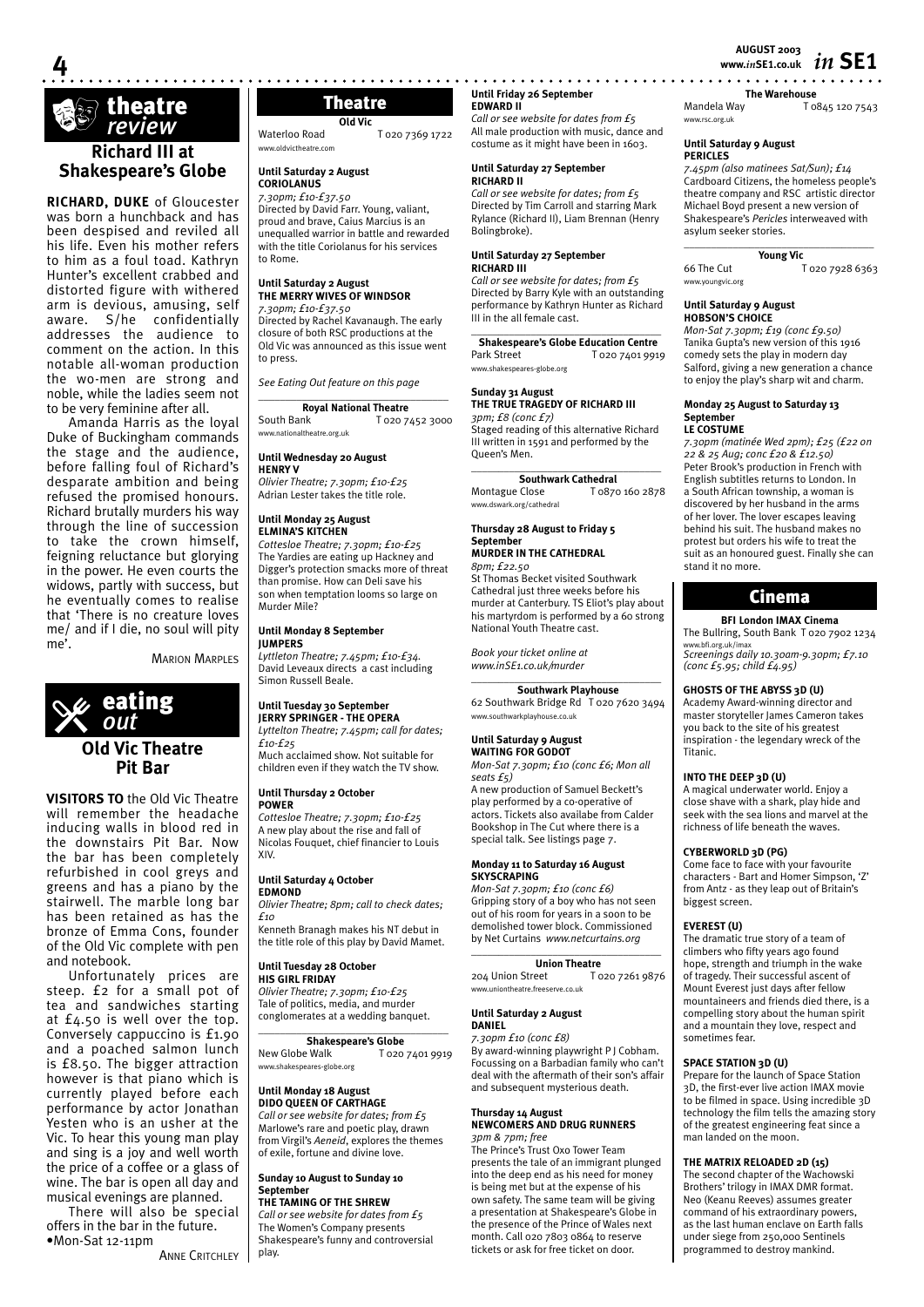# theatre *review*

## Richard III at Shakespeare's Globe

**RICHARD, DUKE** of Gloucester was born a hunchback and has been despised and reviled all his life. Even his mother refers to him as a foul toad. Kathryn Hunter's excellent crabbed and distorted figure with withered arm is devious, amusing, self aware. S/he confidentially addresses the audience to comment on the action. In this notable all-woman production the wo-men are strong and noble, while the ladies seem not to be very feminine after all.

Amanda Harris as the loyal Duke of Buckingham commands the stage and the audience, before falling foul of Richard's desparate ambition and being refused the promised honours. Richard brutally murders his way through the line of succession to take the crown himself, feigning reluctance but glorying in the power. He even courts the widows, partly with success, but he eventually comes to realise that 'There is no creature loves me/ and if I die, no soul will pity me'.

MARION MARPLES

# eating *out*

## Old Vic Theatre Pit Bar

**VISITORS TO** the Old Vic Theatre will remember the headache inducing walls in blood red in the downstairs Pit Bar. Now the bar has been completely refurbished in cool greys and greens and has a piano by the stairwell. The marble long bar has been retained as has the bronze of Emma Cons, founder of the Old Vic complete with pen and notebook.

Unfortunately prices are steep. £2 for a small pot of tea and sandwiches starting at £4.50 is well over the top. Conversely cappuccino is £1.90 and a poached salmon lunch is £8.50. The bigger attraction however is that piano which is currently played before each performance by actor Jonathan Yesten who is an usher at the Vic. To hear this young man play and sing is a joy and well worth the price of a coffee or a glass of wine. The bar is open all day and musical evenings are planned.

There will also be special offers in the bar in the future.

•Mon-Sat 12-11pm

ANNE CRITCHLEY

# Theatre

### Old Vic

Waterloo Road T 020 7369 1722
www.oldvictheatre.com

**Until Saturday 2 August**
**CORIOLANUS**
*7.30pm; £10-£37.50*
Directed by David Farr. Young, valiant, proud and brave, Caius Marcius is an unequalled warrior in battle and rewarded with the title Coriolanus for his services to Rome.

**Until Saturday 2 August**
**THE MERRY WIVES OF WINDSOR**
*7.30pm; £10-£37.50*
Directed by Rachel Kavanaugh. The early closure of both RSC productions at the Old Vic was announced as this issue went to press.

*See Eating Out feature on this page*

### Royal National Theatre

South Bank T 020 7452 3000
www.nationaltheatre.org.uk

**Until Wednesday 20 August**
**HENRY V**
*Olivier Theatre; 7.30pm; £10-£25*
Adrian Lester takes the title role.

**Until Monday 25 August**
**ELMINA'S KITCHEN**
*Cottesloe Theatre; 7.30pm; £10-£25*
The Yardies are eating up Hackney and Digger's protection smacks more of threat than promise. How can Deli save his son when temptation looms so large on Murder Mile?

**Until Monday 8 September**
**JUMPERS**
*Lyttleton Theatre; 7.45pm; £10-£34.*
David Leveaux directs a cast including Simon Russell Beale.

**Until Tuesday 30 September**
**JERRY SPRINGER - THE OPERA**
*Lyttelton Theatre; 7.45pm; call for dates; £10-£25*
Much acclaimed show. Not suitable for children even if they watch the TV show.

**Until Thursday 2 October**
**POWER**
*Cottesloe Theatre; 7.30pm; £10-£25*
A new play about the rise and fall of Nicolas Fouquet, chief financier to Louis XIV.

**Until Saturday 4 October**
**EDMOND**
*Olivier Theatre; 8pm; call to check dates; £10*
Kenneth Branagh makes his NT debut in the title role of this play by David Mamet.

**Until Tuesday 28 October**
**HIS GIRL FRIDAY**
*Olivier Theatre; 7.30pm; £10-£25*
Tale of politics, media, and murder conglomerates at a wedding banquet.

### Shakespeare's Globe

New Globe Walk T 020 7401 9919
www.shakespeares-globe.org

**Until Monday 18 August**
**DIDO QUEEN OF CARTHAGE**
*Call or see website for dates; from £5*
Marlowe's rare and poetic play, drawn from Virgil's *Aeneid*, explores the themes of exile, fortune and divine love.

**Sunday 10 August to Sunday 10 September**
**THE TAMING OF THE SHREW**
*Call or see website for dates from £5*
The Women's Company presents Shakespeare's funny and controversial play.

**Until Friday 26 September**
**EDWARD II**
*Call or see website for dates from £5*
All male production with music, dance and costume as it might have been in 1603.

**Until Saturday 27 September**
**RICHARD II**
*Call or see website for dates; from £5*
Directed by Tim Carroll and starring Mark Rylance (Richard II), Liam Brennan (Henry Bolingbroke).

**Until Saturday 27 September**
**RICHARD III**
*Call or see website for dates; from £5*
Directed by Barry Kyle with an outstanding performance by Kathryn Hunter as Richard III in the all female cast.

### Shakespeare's Globe Education Centre

Park Street T 020 7401 9919
www.shakespeares-globe.org

**Sunday 31 August**
**THE TRUE TRAGEDY OF RICHARD III**
*3pm; £8 (conc £7)*
Staged reading of this alternative Richard III written in 1591 and performed by the Queen's Men.

### Southwark Cathedral

Montague Close T 0870 160 2878
www.dswark.org/cathedral

**Thursday 28 August to Friday 5 September**
**MURDER IN THE CATHEDRAL**
*8pm; £22.50*
St Thomas Becket visited Southwark Cathedral just three weeks before his murder at Canterbury. TS Eliot's play about his martyrdom is performed by a 60 strong National Youth Theatre cast.

*Book your ticket online at www.inSE1.co.uk/murder*

### Southwark Playhouse

62 Southwark Bridge Rd T 020 7620 3494
www.southwarkplayhouse.co.uk

**Until Saturday 9 August**
**WAITING FOR GODOT**
*Mon-Sat 7.30pm; £10 (conc £6; Mon all seats £5)*
A new production of Samuel Beckett's play performed by a co-operative of actors. Tickets also availabe from Calder Bookshop in The Cut where there is a special talk. See listings page 7.

**Monday 11 to Saturday 16 August**
**SKYSCRAPING**
*Mon-Sat 7.30pm; £10 (conc £6)*
Gripping story of a boy who has not seen out of his room for years in a soon to be demolished tower block. Commissioned by Net Curtains *www.netcurtains.org*

### Union Theatre

204 Union Street T 020 7261 9876
www.uniontheatre.freeserve.co.uk

**Until Saturday 2 August**
**DANIEL**
*7.30pm £10 (conc £8)*
By award-winning playwright P J Cobham. Focussing on a Barbadian family who can't deal with the aftermath of their son's affair and subsequent mysterious death.

**Thursday 14 August**
**NEWCOMERS AND DRUG RUNNERS**
*3pm & 7pm; free*
The Prince's Trust Oxo Tower Team presents the tale of an immigrant plunged into the deep end as his need for money is being met but at the expense of his own safety. The same team will be giving a presentation at Shakespeare's Globe in the presence of the Prince of Wales next month. Call 020 7803 0864 to reserve tickets or ask for free ticket on door.

### The Warehouse

Mandela Way T 0845 120 7543
www.rsc.org.uk

**Until Saturday 9 August**
**PERICLES**
*7.45pm (also matinees Sat/Sun); £14*
Cardboard Citizens, the homeless people's theatre company and RSC artistic director Michael Boyd present a new version of Shakespeare's *Pericles* interweaved with asylum seeker stories.

### Young Vic

66 The Cut T 020 7928 6363
www.youngvic.org

**Until Saturday 9 August**
**HOBSON'S CHOICE**
*Mon-Sat 7.30pm; £19 (conc £9.50)*
Tanika Gupta's new version of this 1916 comedy sets the play in modern day Salford, giving a new generation a chance to enjoy the play's sharp wit and charm.

**Monday 25 August to Saturday 13 September**
**LE COSTUME**
*7.30pm (matinée Wed 2pm); £25 (£22 on 22 & 25 Aug; conc £20 & £12.50)*
Peter Brook's production in French with English subtitles returns to London. In a South African township, a woman is discovered by her husband in the arms of her lover. The lover escapes leaving behind his suit. The husband makes no protest but orders his wife to treat the suit as an honoured guest. Finally she can stand it no more.

# Cinema

### BFI London IMAX Cinema

The Bullring, South Bank T 020 7902 1234
www.bfi.org.uk/imax
*Screenings daily 10.30am-9.30pm; £7.10 (conc £5.95; child £4.95)*

**GHOSTS OF THE ABYSS 3D (U)**
Academy Award-winning director and master storyteller James Cameron takes you back to the site of his greatest inspiration - the legendary wreck of the Titanic.

**INTO THE DEEP 3D (U)**
A magical underwater world. Enjoy a close shave with a shark, play hide and seek with the sea lions and marvel at the richness of life beneath the waves.

**CYBERWORLD 3D (PG)**
Come face to face with your favourite characters - Bart and Homer Simpson, 'Z' from Antz - as they leap out of Britain's biggest screen.

**EVEREST (U)**
The dramatic true story of a team of climbers who fifty years ago found hope, strength and triumph in the wake of tragedy. Their successful ascent of Mount Everest just days after fellow mountaineers and friends died there, is a compelling story about the human spirit and a mountain they love, respect and sometimes fear.

**SPACE STATION 3D (U)**
Prepare for the launch of Space Station 3D, the first-ever live action IMAX movie to be filmed in space. Using incredible 3D technology the film tells the amazing story of the greatest engineering feat since a man landed on the moon.

**THE MATRIX RELOADED 2D (15)**
The second chapter of the Wachowski Brothers' trilogy in IMAX DMR format. Neo (Keanu Reeves) assumes greater command of his extraordinary powers, as the last human enclave on Earth falls under siege from 250,000 Sentinels programmed to destroy mankind.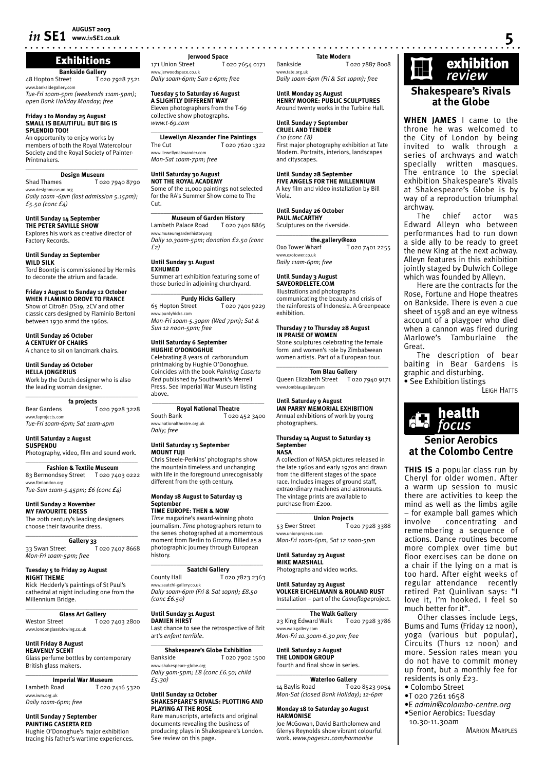## Exhibitions

**Bankside Gallery**
48 Hopton Street T 020 7928 7521
www.banksidegallery.com
*Tue-Fri 10am-5pm (weekends 11am-5pm); open Bank Holiday Monday; free*

**Friday 1 to Monday 25 August**
**SMALL IS BEAUTIFUL: BUT BIG IS SPLENDID TOO!**
An opportunity to enjoy works by members of both the Royal Watercolour Society and the Royal Society of Painter-Printmakers.

**Design Museum**
Shad Thames T 020 7940 8790
www.designmuseum.org
*Daily 10am -6pm (last admission 5.15pm); £5.50 (conc £4)*

**Until Sunday 14 September**
**THE PETER SAVILLE SHOW**
Explores his work as creative director of Factory Records.

**Until Sunday 21 September**
**WILD SILK**
Tord Boontje is commissioned by Hermès to decorate the atrium and facade.

**Friday 1 August to Sunday 12 October**
**WHEN FLAMINIO DROVE TO FRANCE**
Show of Citroën DS19, 2CV and other classic cars designed by Flaminio Bertoni between 1930 anmd the 1960s.

**Until Sunday 26 October**
**A CENTURY OF CHAIRS**
A chance to sit on landmark chairs.

**Until Sunday 26 October**
**HELLA JONGERIUS**
Work by the Dutch designer who is also the leading woman designer.

**fa projects**
Bear Gardens T 020 7928 3228
www.faprojects.com
*Tue-Fri 10am-6pm; Sat 11am-4pm*

**Until Saturday 2 August**
**SUSPENDU**
Photography, video, film and sound work.

**Fashion & Textile Museum**
83 Bermondsey Street T 020 7403 0222
www.ftmlondon.org
*Tue-Sun 11am-5.45pm; £6 (conc £4)*

**Until Sunday 2 November**
**MY FAVOURITE DRESS**
The 20th century's leading designers choose their favourite dress.

**Gallery 33**
33 Swan Street T 020 7407 8668
*Mon-Fri 10am-5pm; free*

**Tuesday 5 to Friday 29 August**
**NIGHT THEME**
Nick Hedderly's paintings of St Paul's cathedral at night including one from the Millennium Bridge.

**Glass Art Gallery**
Weston Street T 020 7403 2800
www.londonglassblowing.co.uk

**Until Friday 8 August**
**HEAVENLY SCENT**
Glass perfume bottles by contemporary British glass makers.

**Imperial War Museum**
Lambeth Road T 020 7416 5320
www.iwm.org.uk
*Daily 10am-6pm; free*

**Until Sunday 7 September**
**PAINTING CASERTA RED**
Hughie O'Donoghue's major exhibition tracing his father's wartime experiences.

**Jerwood Space**
171 Union Street T 020 7654 0171
www.jerwoodspace.co.uk
*Daily 10am-6pm; Sun 1-6pm; free*

**Tuesday 5 to Saturday 16 August**
**A SLIGHTLY DIFFERENT WAY**
Eleven photographers from the T-69 collective show photographs.
*www.t-69.com*

**Llewellyn Alexander Fine Paintings**
The Cut T 020 7620 1322
www.llewellynalexander.com
*Mon-Sat 10am-7pm; free*

**Until Saturday 30 August**
**NOT THE ROYAL ACADEMY**
Some of the 11,000 paintings not selected for the RA's Summer Show come to The Cut.

**Museum of Garden History**
Lambeth Palace Road T 020 7401 8865
www.museumgardenhistory.org
*Daily 10.30am-5pm; donation £2.50 (conc £2)*

**Until Sunday 31 August**
**EXHUMED**
Summer art exhibition featuring some of those buried in adjoining churchyard.

**Purdy Hicks Gallery**
65 Hopton Street T 020 7401 9229
www.purdyhicks.com
*Mon-Fri 10am-5.30pm (Wed 7pm); Sat & Sun 12 noon-5pm; free*

**Until Saturday 6 September**
**HUGHIE O'DONOGHUE**
Celebrating 8 years of carborundum printmaking by Hughie O'Donoghue. Coincides with the book *Painting Caserta Red* published by Southwark's Merrell Press. See Imperial War Museum listing above.

**Royal National Theatre**
South Bank T 020 452 3400
www.nationaltheatre.org.uk
*Daily; free*

**Until Saturday 13 September**
**MOUNT FUJI**
Chris Steele-Perkins' photographs show the mountain timeless and unchanging with life in the foreground unrecognisably different from the 19th century.

**Monday 18 August to Saturday 13 September**
**TIME EUROPE: THEN & NOW**
*Time* magazine's award-winning photo journalism. *Time* photographers return to the senes photographed at a momemtous moment from Berlin to Grozny. Billed as a photographic journey through European history.

**Saatchi Gallery**
County Hall T 020 7823 2363
www.saatchi-gallery.co.uk
*Daily 10am-6pm (Fri & Sat 10pm); £8.50 (conc £6.50)*

**Until Sunday 31 August**
**DAMIEN HIRST**
Last chance to see the retrospective of Brit art's *enfant terrible*.

**Shakespeare's Globe Exhibition**
Bankside T 020 7902 1500
www.shakespeare-globe.org
*Daily 9am-5pm; £8 (conc £6.50; child £5.30)*

**Until Sunday 12 October**
**SHAKESPEARE'S RIVALS: PLOTTING AND PLAYING AT THE ROSE**
Rare manuscripts, artefacts and original documents revealing the business of producing plays in Shakespeare's London. See review on this page.

**Tate Modern**
Bankside T 020 7887 8008
www.tate.org.uk
*Daily 10am-6pm (Fri & Sat 10pm); free*

**Until Monday 25 August**
**HENRY MOORE: PUBLIC SCULPTURES**
Around twenty works in the Turbine Hall.

**Until Sunday 7 September**
**CRUEL AND TENDER**
*£10 (conc £8)*
First major photography exhibition at Tate Modern. Portraits, interiors, landscapes and cityscapes.

**Until Sunday 28 September**
**FIVE ANGELS FOR THE MILLENNIUM**
A key film and video installation by Bill Viola.

**Until Sunday 26 October**
**PAUL McCARTHY**
Sculptures on the riverside.

**the.gallery@oxo**
Oxo Tower Wharf T 020 7401 2255
www.oxotower.co.uk
*Daily 11am-6pm; free*

**Until Sunday 3 August**
**SAVEORDELETE.COM**
Illustrations and photographs communicating the beauty and crisis of the rainforests of Indonesia. A Greenpeace exhibition.

**Thursday 7 to Thursday 28 August**
**IN PRAISE OF WOMEN**
Stone sculptures celebrating the female form and women's role by Zimbabwean women artists. Part of a European tour.

**Tom Blau Gallery**
Queen Elizabeth Street T 020 7940 9171
www.tomblaugallery.com

**Until Saturday 9 August**
**IAN PARRY MEMORIAL EXHIBITION**
Annual exhibitions of work by young photographers.

**Thursday 14 August to Saturday 13 September**
**NASA**
A collection of NASA pictures released in the late 1960s and early 1970s and drawn from the different stages of the space race. Includes images of ground staff, extraordinary machines and astronauts. The vintage prints are available to purchase from £200.

**Union Projects**
53 Ewer Street T 020 7928 3388
www.unionprojects.com
*Mon-Fri 10am-6pm, Sat 12 noon-5pm*

**Until Saturday 23 August**
**MIKE MARSHALL**
Photographs and video works.

**Until Saturday 23 August**
**VOLKER EICHELMANN & ROLAND RUST**
Installation – part of the *Camoflage*project.

**The Walk Gallery**
23 King Edward Walk T 020 7928 3786
www.walkgallery.com
*Mon-Fri 10.30am-6.30 pm; free*

**Until Saturday 2 August**
**THE LONDON GROUP**
Fourth and final show in series.

**Waterloo Gallery**
14 Baylis Road T 020 8523 9054
*Mon-Sat (closed Bank Holiday); 12-6pm*

**Monday 18 to Saturday 30 August**
**HARMONISE**
Joe McGowan, David Bartholomew and Glenys Reynolds show vibrant colourful work. *www.pages21.com/harmonise*

## exhibition *review*

### Shakespeare's Rivals at the Globe

**WHEN JAMES** I came to the throne he was welcomed to the City of London by being invited to walk through a series of archways and watch specially written masques. The entrance to the special exhibition Shakespeare's Rivals at Shakespeare's Globe is by way of a reproduction triumphal archway.

The chief actor was Edward Alleyn who between performances had to run down a side ally to be ready to greet the new King at the next achway. Alleyn features in this exhibition jointly staged by Dulwich College which was founded by Alleyn.

Here are the contracts for the Rose, Fortune and Hope theatres on Bankside. There is even a cue sheet of 1598 and an eye witness account of a playgoer who died when a cannon was fired during Marlowe's Tamburlaine the Great.

The description of bear baiting in Bear Gardens is graphic and disturbing.

• See Exhibition listings

LEIGH HATTS

## health *focus*

### Senior Aerobics at the Colombo Centre

**THIS IS** a popular class run by Cheryl for older women. After a warm up session to music there are activities to keep the mind as well as the limbs agile – for example ball games which involve concentrating and remembering a sequence of actions. Dance routines become more complex over time but floor exercises can be done on a chair if the lying on a mat is too hard. After eight weeks of regular attendance recently retired Pat Quinlivan says: "I love it, I'm hooked. I feel so much better for it".

Other classes include Legs, Bums and Tums (Friday 12 noon), yoga (various but popular), Circuits (Thurs 12 noon) and more. Session rates mean you do not have to commit money up front, but a monthly fee for residents is only £23.

- Colombo Street
- T 020 7261 1658
- E *admin@colombo-centre.org*
- Senior Aerobics: Tuesday 10.30-11.30am

MARION MARPLES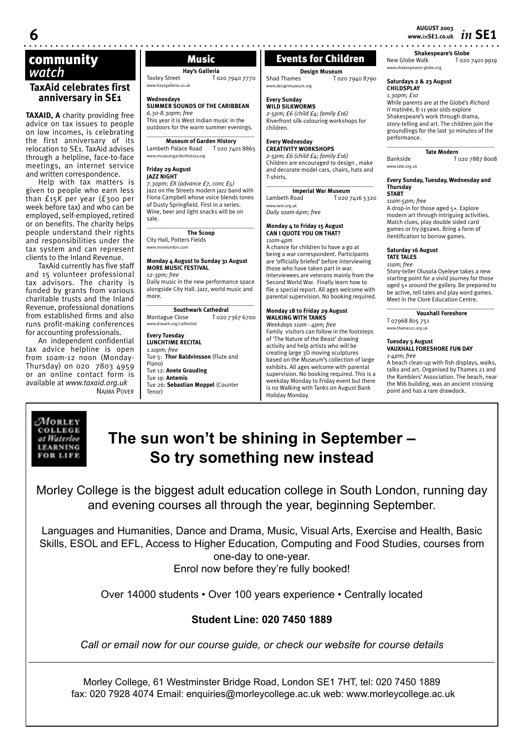## community watch

### TaxAid celebrates first anniversary in SE1

**TAXAID, A** charity providing free advice on tax issues to people on low incomes, is celebrating the first anniversary of its relocation to SE1. TaxAid advises through a helpline, face-to-face meetings, an internet service and written correspondence.

Help with tax matters is given to people who earn less than £15K per year (£300 per week before tax) and who can be employed, self-employed, retired or on benefits. The charity helps people understand their rights and responsibilities under the tax system and can represent clients to the Inland Revenue.

TaxAid currently has five staff and 15 volunteer professional tax advisors. The charity is funded by grants from various charitable trusts and the Inland Revenue, professional donations from established firms and also runs profit-making conferences for accounting professionals.

An independent confidential tax advice helpline is open from 10am-12 noon (Monday-Thursday) on 020 7803 4959 or an online contact form is available at *www.taxaid.org.uk*

NAJMA POVER

## Music

**Hay's Galleria**
Tooley Street T 020 7940 7770
www.haysgalleria.co.uk

**Wednesdays**
**SUMMER SOUNDS OF THE CARIBBEAN**
*6.30-8.30pm; free*
This year it is West Indian music in the outdoors for the warm summer evenings.

**Museum of Garden History**
Lambeth Palace Road T 020 7401 8865
www.museumgardenhistory.org

**Friday 29 August**
**JAZZ NIGHT**
*7.30pm; £8 (advance £7, conc £5)*
Jazz on the Streets modern jazz band with Fiona Campbell whose voice blends tones of Dusty Springfield. First in a series. Wine, beer and light snacks will be on sale.

**The Scoop**
City Hall, Potters Fields
www.morelondon.com

**Monday 4 August to Sunday 31 August**
**MORE MUSIC FESTIVAL**
*12-3pm; free*
Daily music in the new performance space alongside City Hall. Jazz, world music and more.

**Southwark Cathedral**
Montague Close T 020 7367 6700
www.dswark.org/cathedral

**Every Tuesday**
**LUNCHTIME RECITAL**
*1.10pm; free*
Tue 5: **Thor Baldvinsson** (Flute and Piano)
Tue 12: **Anete Grauding**
Tue 19: **Antemis**
Tue 26: **Sebastian Moppel** (Counter Tenor)

## Events for Children

**Design Museum**
Shad Thames T 020 7940 8790
www.designmuseum.org

**Every Sunday**
**WILD SILKWORMS**
*2-5pm; £6 (child £4; family £16)*
Riverfront silk-colouring workshops for children.

**Every Wednesday**
**CREATIVITY WORKSHOPS**
*2-5pm; £6 (child £4; family £16)*
Children are encouraged to design , make and decorate model cars, chairs, hats and T-shirts.

**Imperial War Museum**
Lambeth Road T 020 7416 5320
www.iwm.org.uk
*Daily 10am-6pm; free*

**Monday 4 to Friday 15 August**
**CAN I QUOTE YOU ON THAT?**
*11am-4pm*
A chance for children to have a go at being a war correspondent. Participants are 'officially briefed' before interviewing those who have taken part in war. Interviewees are veterans mainly from the Second World War. Finally learn how to file a special report. All ages welcome with parental supervision. No booking required.

**Monday 18 to Friday 29 August**
**WALKING WITH TANKS**
*Weekdays 11am - 4pm; free*
Family visitors can follow in the footsteps of 'The Nature of the Beast' drawing activity and help artists who will be creating large 3D moving sculptures based on the Museum's collection of large exhibits. All ages welcome with parental supervision. No booking required. This is a weekday Monday to Friday event but there is no Walking with Tanks on August Bank Holiday Monday.

**Shakespeare's Globe**
New Globe Walk T 020 7401 9919
www.shakespeares-globe.org

**Saturdays 2 & 23 August**
**CHILDSPLAY**
*1.30pm; £10*
While parents are at the Globe's *Richard II* matinée, 8-11 year olds explore Shakespeare's work through drama, story-telling and art. The children join the groundlings for the last 30 minutes of the performance.

**Tate Modern**
Bankside T 020 7887 8008
www.tate.org.uk

**Every Sunday, Tuesday, Wednesday and Thursday**
**START**
*11am-5pm; free*
A drop-in for those aged 5+. Explore modern art through intriguing activities. Match clues, play double sided card games or try jigsaws. Bring a form of itentification to borrow games.

**Saturday 16 August**
**TATE TALES**
*11am; free*
Story-teller Olusola Oyeleye takes a new starting point for a vivid journey for those aged 5+ around the gallery. Be prepared to be active, tell tales and play word games. Meet in the Clore Education Centre.

**Vauxhall Foreshore**
T 07968 805 751
www.thames21.org.uk

**Tuesday 5 August**
**VAUXHALL FORESHORE FUN DAY**
*1-4pm; free*
A beach clean-up with fish displays, walks, talks and art. Organised by Thames 21 and the Ramblers' Association. The beach, near the MI6 building, was an ancient crossing point and has a rare drawdock.

---

Morley College at Waterloo
LEARNING FOR LIFE

# The sun won't be shining in September – So try something new instead

Morley College is the biggest adult education college in South London, running day and evening courses all through the year, beginning September.

Languages and Humanities, Dance and Drama, Music, Visual Arts, Exercise and Health, Basic Skills, ESOL and EFL, Access to Higher Education, Computing and Food Studies, courses from one-day to one-year.
Enrol now before they're fully booked!

Over 14000 students • Over 100 years experience • Centrally located

**Student Line: 020 7450 1889**

*Call or email now for our course guide, or check our website for course details*

Morley College, 61 Westminster Bridge Road, London SE1 7HT, tel: 020 7450 1889
fax: 020 7928 4074 Email: enquiries@morleycollege.ac.uk web: www.morleycollege.ac.uk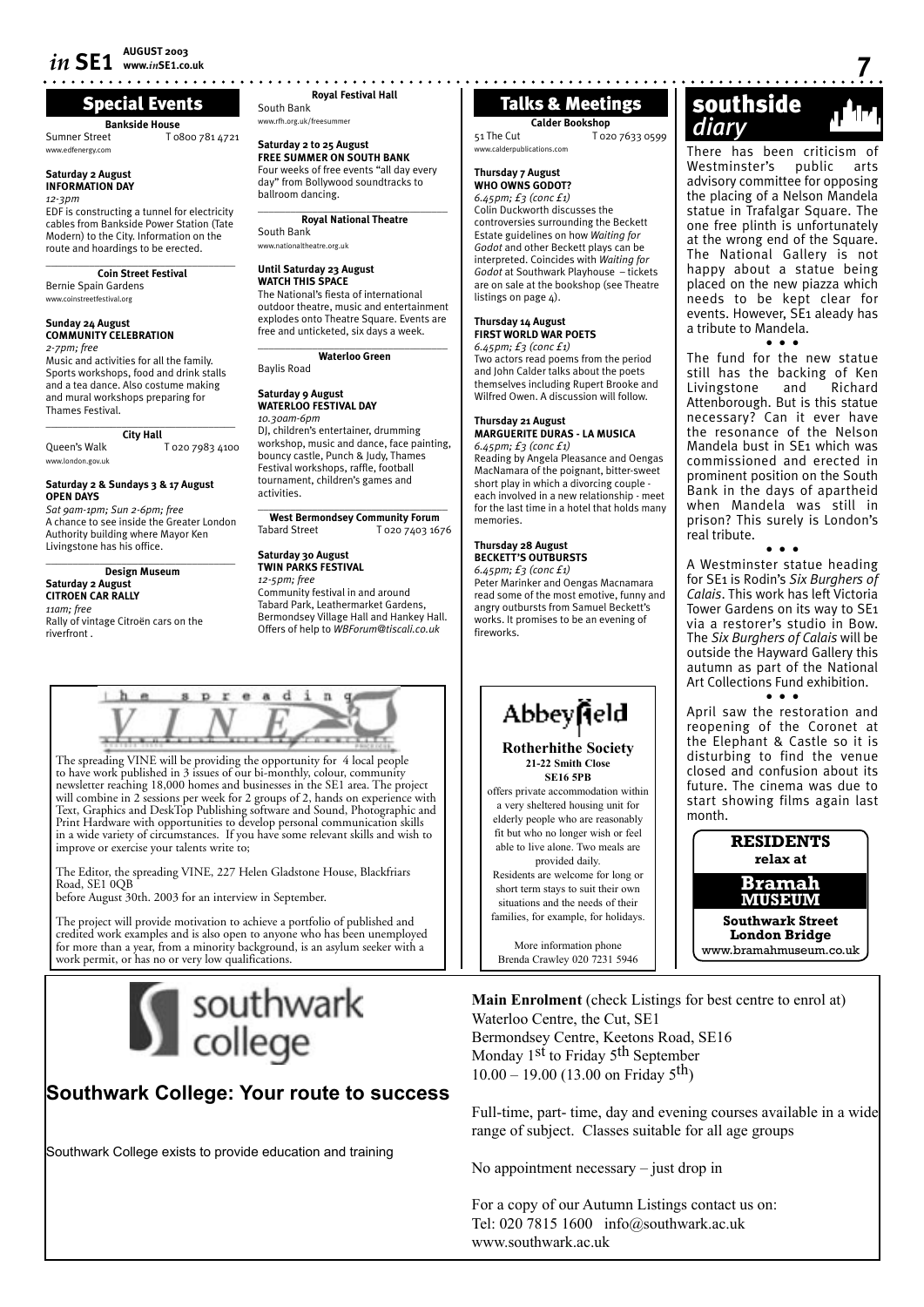## Special Events

**Bankside House**
Sumner Street T 0800 781 4721
www.edfenergy.com

**Saturday 2 August**
**INFORMATION DAY**
*12-3pm*
EDF is constructing a tunnel for electricity cables from Bankside Power Station (Tate Modern) to the City. Information on the route and hoardings to be erected.

**Coin Street Festival**
Bernie Spain Gardens
www.coinstreetfestival.org

**Sunday 24 August**
**COMMUNITY CELEBRATION**
*2-7pm; free*
Music and activities for all the family. Sports workshops, food and drink stalls and a tea dance. Also costume making and mural workshops preparing for Thames Festival.

**City Hall**
Queen's Walk T 020 7983 4100
www.london.gov.uk

**Saturday 2 & Sundays 3 & 17 August**
**OPEN DAYS**
*Sat 9am-1pm; Sun 2-6pm; free*
A chance to see inside the Greater London Authority building where Mayor Ken Livingstone has his office.

**Design Museum**
**Saturday 2 August**
**CITROEN CAR RALLY**
*11am; free*
Rally of vintage Citroën cars on the riverfront .

**Royal Festival Hall**
South Bank
www.rfh.org.uk/freesummer

**Saturday 2 to 25 August**
**FREE SUMMER ON SOUTH BANK**
Four weeks of free events "all day every day" from Bollywood soundtracks to ballroom dancing.

**Royal National Theatre**
South Bank
www.nationaltheatre.org.uk

**Until Saturday 23 August**
**WATCH THIS SPACE**
The National's fiesta of international outdoor theatre, music and entertainment explodes onto Theatre Square. Events are free and unticketed, six days a week.

**Waterloo Green**
Baylis Road

**Saturday 9 August**
**WATERLOO FESTIVAL DAY**
*10.30am-6pm*
DJ, children's entertainer, drumming workshop, music and dance, face painting, bouncy castle, Punch & Judy, Thames Festival workshops, raffle, football tournament, children's games and activities.

**West Bermondsey Community Forum**
Tabard Street T 020 7403 1676

**Saturday 30 August**
**TWIN PARKS FESTIVAL**
*12-5pm; free*
Community festival in and around Tabard Park, Leathermarket Gardens, Bermondsey Village Hall and Hankey Hall. Offers of help to *WBForum@tiscali.co.uk*

## Talks & Meetings

**Calder Bookshop**
51 The Cut T 020 7633 0599
www.calderpublications.com

**Thursday 7 August**
**WHO OWNS GODOT?**
*6.45pm; £3 (conc £1)*
Colin Duckworth discusses the controversies surrounding the Beckett Estate guidelines on how *Waiting for Godot* and other Beckett plays can be interpreted. Coincides with *Waiting for Godot* at Southwark Playhouse – tickets are on sale at the bookshop (see Theatre listings on page 4).

**Thursday 14 August**
**FIRST WORLD WAR POETS**
*6.45pm; £3 (conc £1)*
Two actors read poems from the period and John Calder talks about the poets themselves including Rupert Brooke and Wilfred Owen. A discussion will follow.

**Thursday 21 August**
**MARGUERITE DURAS - LA MUSICA**
*6.45pm; £3 (conc £1)*
Reading by Angela Pleasance and Oengas MacNamara of the poignant, bitter-sweet short play in which a divorcing couple - each involved in a new relationship - meet for the last time in a hotel that holds many memories.

**Thursday 28 August**
**BECKETT'S OUTBURSTS**
*6.45pm; £3 (conc £1)*
Peter Marinker and Oengas Macnamara read some of the most emotive, funny and angry outbursts from Samuel Beckett's works. It promises to be an evening of fireworks.

## southside diary

There has been criticism of Westminster's public arts advisory committee for opposing the placing of a Nelson Mandela statue in Trafalgar Square. The one free plinth is unfortunately at the wrong end of the Square. The National Gallery is not happy about a statue being placed on the new piazza which needs to be kept clear for events. However, SE1 aleady has a tribute to Mandela.

• • •

The fund for the new statue still has the backing of Ken Livingstone and Richard Attenborough. But is this statue necessary? Can it ever have the resonance of the Nelson Mandela bust in SE1 which was commissioned and erected in prominent position on the South Bank in the days of apartheid when Mandela was still in prison? This surely is London's real tribute.

• • •

A Westminster statue heading for SE1 is Rodin's *Six Burghers of Calais*. This work has left Victoria Tower Gardens on its way to SE1 via a restorer's studio in Bow. The *Six Burghers of Calais* will be outside the Hayward Gallery this autumn as part of the National Art Collections Fund exhibition.

• • •

April saw the restoration and reopening of the Coronet at the Elephant & Castle so it is disturbing to find the venue closed and confusion about its future. The cinema was due to start showing films again last month.

**RESIDENTS relax at**
**Bramah MUSEUM**
**Southwark Street**
**London Bridge**
www.bramahmuseum.co.uk

---

**the spreading VINE**

The spreading VINE will be providing the opportunity for 4 local people to have work published in 3 issues of our bi-monthly, colour, community newsletter reaching 18,000 homes and businesses in the SE1 area. The project will combine in 2 sessions per week for 2 groups of 2, hands on experience with Text, Graphics and DeskTop Publishing software and Sound, Photographic and Print Hardware with opportunities to develop personal communication skills in a wide variety of circumstances. If you have some relevant skills and wish to improve or exercise your talents write to;

The Editor, the spreading VINE, 227 Helen Gladstone House, Blackfriars Road, SE1 0QB
before August 30th. 2003 for an interview in September.

The project will provide motivation to achieve a portfolio of published and credited work examples and is also open to anyone who has been unemployed for more than a year, from a minority background, is an asylum seeker with a work permit, or has no or very low qualifications.

---

**Abbeyfield**

**Rotherhithe Society**
**21-22 Smith Close**
**SE16 5PB**
offers private accommodation within a very sheltered housing unit for elderly people who are reasonably fit but who no longer wish or feel able to live alone. Two meals are provided daily.
Residents are welcome for long or short term stays to suit their own situations and the needs of their families, for example, for holidays.

More information phone Brenda Crawley 020 7231 5946

---

**southwark college**

### Southwark College: Your route to success

Southwark College exists to provide education and training

**Main Enrolment** (check Listings for best centre to enrol at)
Waterloo Centre, the Cut, SE1
Bermondsey Centre, Keetons Road, SE16
Monday 1st to Friday 5th September
10.00 – 19.00 (13.00 on Friday 5th)

Full-time, part- time, day and evening courses available in a wide range of subject. Classes suitable for all age groups

No appointment necessary – just drop in

For a copy of our Autumn Listings contact us on:
Tel: 020 7815 1600 info@southwark.ac.uk
www.southwark.ac.uk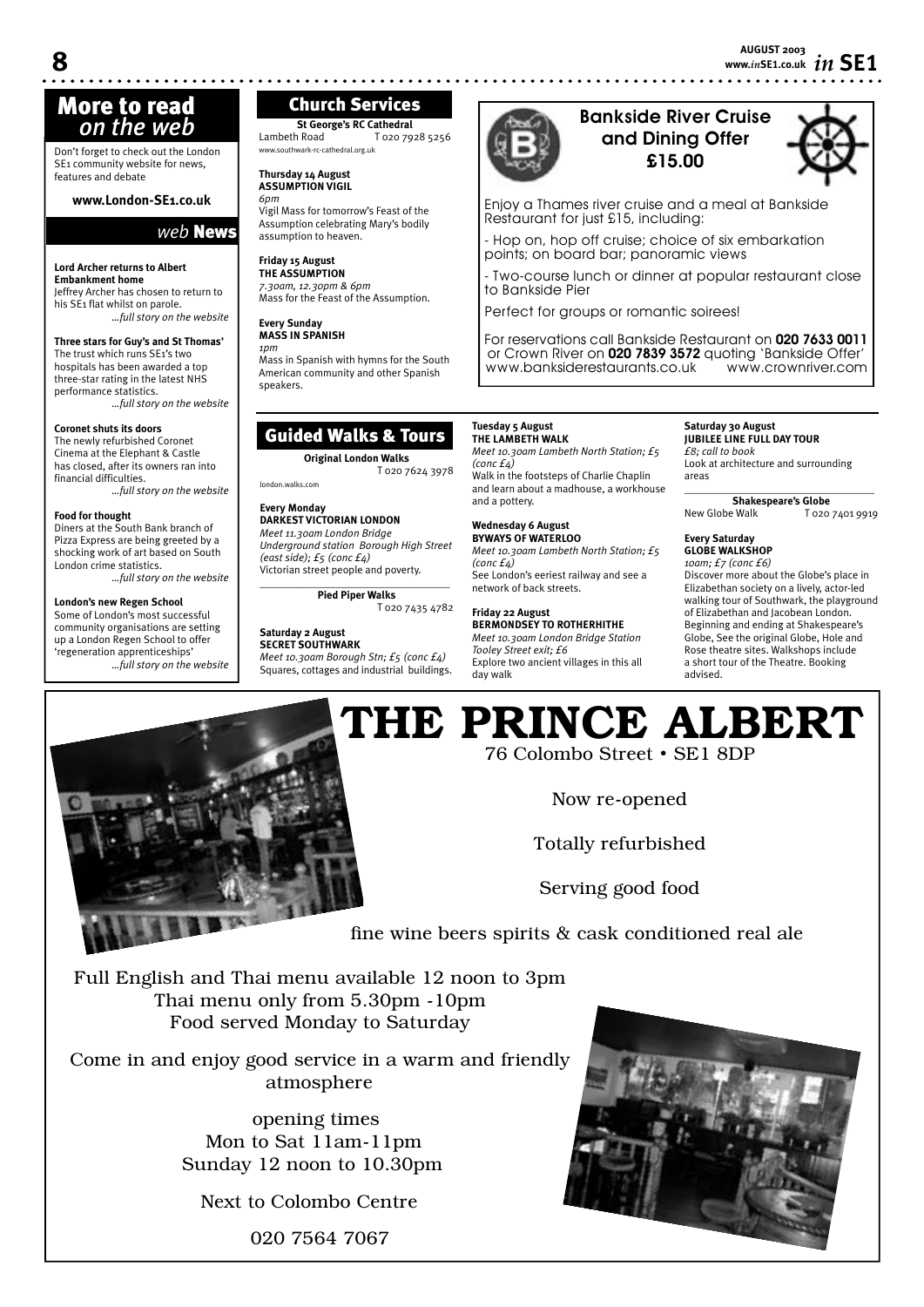## More to read *on the web*

Don't forget to check out the London SE1 community website for news, features and debate

**www.London-SE1.co.uk**

### *web* News

**Lord Archer returns to Albert Embankment home**
Jeffrey Archer has chosen to return to his SE1 flat whilst on parole.
*...full story on the website*

**Three stars for Guy's and St Thomas'**
The trust which runs SE1's two hospitals has been awarded a top three-star rating in the latest NHS performance statistics.
*...full story on the website*

**Coronet shuts its doors**
The newly refurbished Coronet Cinema at the Elephant & Castle has closed, after its owners ran into financial difficulties.
*...full story on the website*

**Food for thought**
Diners at the South Bank branch of Pizza Express are being greeted by a shocking work of art based on South London crime statistics.
*...full story on the website*

**London's new Regen School**
Some of London's most successful community organisations are setting up a London Regen School to offer 'regeneration apprenticeships'
*...full story on the website*

## Church Services

**St George's RC Cathedral**
Lambeth Road T 020 7928 5256
www.southwark-rc-cathedral.org.uk

**Thursday 14 August**
**ASSUMPTION VIGIL**
*6pm*
Vigil Mass for tomorrow's Feast of the Assumption celebrating Mary's bodily assumption to heaven.

**Friday 15 August**
**THE ASSUMPTION**
*7.30am, 12.30pm & 6pm*
Mass for the Feast of the Assumption.

**Every Sunday**
**MASS IN SPANISH**
*1pm*
Mass in Spanish with hymns for the South American community and other Spanish speakers.

## Bankside River Cruise and Dining Offer £15.00

Enjoy a Thames river cruise and a meal at Bankside Restaurant for just £15, including:

- Hop on, hop off cruise; choice of six embarkation points; on board bar; panoramic views

- Two-course lunch or dinner at popular restaurant close to Bankside Pier

Perfect for groups or romantic soirees!

For reservations call Bankside Restaurant on **020 7633 0011** or Crown River on **020 7839 3572** quoting 'Bankside Offer'
www.banksiderestaurants.co.uk www.crownriver.com

## Guided Walks & Tours

**Original London Walks**
T 020 7624 3978
london.walks.com

**Every Monday**
**DARKEST VICTORIAN LONDON**
*Meet 11.30am London Bridge Underground station Borough High Street (east side); £5 (conc £4)*
Victorian street people and poverty.

**Pied Piper Walks**
T 020 7435 4782

**Saturday 2 August**
**SECRET SOUTHWARK**
*Meet 10.30am Borough Stn; £5 (conc £4)*
Squares, cottages and industrial buildings.

**Tuesday 5 August**
**THE LAMBETH WALK**
*Meet 10.30am Lambeth North Station; £5 (conc £4)*
Walk in the footsteps of Charlie Chaplin and learn about a madhouse, a workhouse and a pottery.

**Wednesday 6 August**
**BYWAYS OF WATERLOO**
*Meet 10.30am Lambeth North Station; £5 (conc £4)*
See London's eeriest railway and see a network of back streets.

**Friday 22 August**
**BERMONDSEY TO ROTHERHITHE**
*Meet 10.30am London Bridge Station Tooley Street exit; £6*
Explore two ancient villages in this all day walk

**Saturday 30 August**
**JUBILEE LINE FULL DAY TOUR**
*£8; call to book*
Look at architecture and surrounding areas

**Shakespeare's Globe**
New Globe Walk T 020 7401 9919

**Every Saturday**
**GLOBE WALKSHOP**
*10am; £7 (conc £6)*
Discover more about the Globe's place in Elizabethan society on a lively, actor-led walking tour of Southwark, the playground of Elizabethan and Jacobean London. Beginning and ending at Shakespeare's Globe, See the original Globe, Hole and Rose theatre sites. Walkshops include a short tour of the Theatre. Booking advised.

# THE PRINCE ALBERT

76 Colombo Street • SE1 8DP

Now re-opened

Totally refurbished

Serving good food

fine wine beers spirits & cask conditioned real ale

Full English and Thai menu available 12 noon to 3pm
Thai menu only from 5.30pm -10pm
Food served Monday to Saturday

Come in and enjoy good service in a warm and friendly atmosphere

opening times
Mon to Sat 11am-11pm
Sunday 12 noon to 10.30pm

Next to Colombo Centre

020 7564 7067